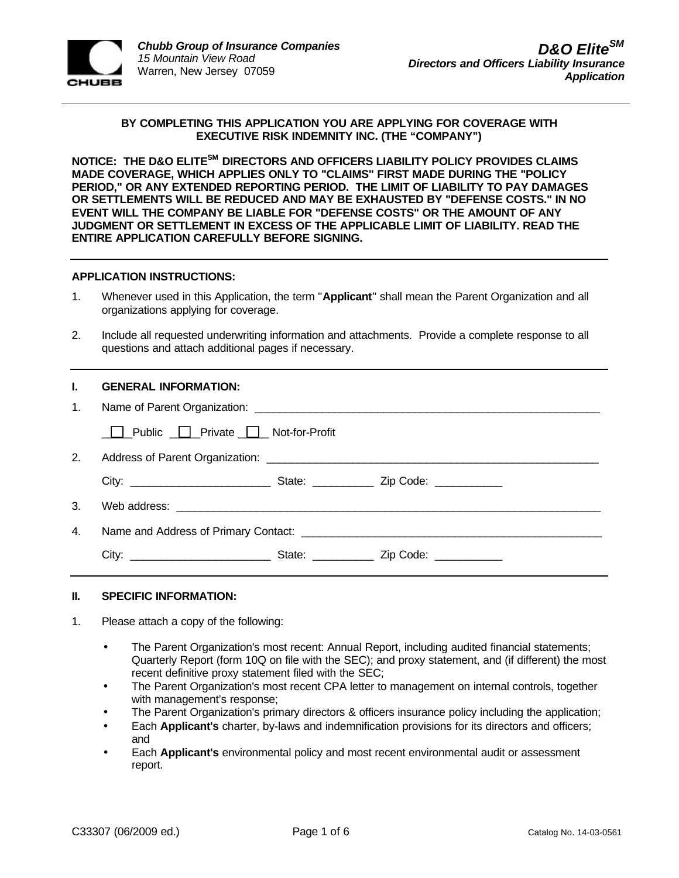*Chubb Group of Insurance Companies*
*15 Mountain View Road*
Warren, New Jersey 07059

# *D&O Elite[SM]*
### *Directors and Officers Liability Insurance Application*

---

**BY COMPLETING THIS APPLICATION YOU ARE APPLYING FOR COVERAGE WITH EXECUTIVE RISK INDEMNITY INC. (THE "COMPANY")**

**NOTICE: THE D&O ELITE[SM] DIRECTORS AND OFFICERS LIABILITY POLICY PROVIDES CLAIMS MADE COVERAGE, WHICH APPLIES ONLY TO "CLAIMS" FIRST MADE DURING THE "POLICY PERIOD," OR ANY EXTENDED REPORTING PERIOD. THE LIMIT OF LIABILITY TO PAY DAMAGES OR SETTLEMENTS WILL BE REDUCED AND MAY BE EXHAUSTED BY "DEFENSE COSTS." IN NO EVENT WILL THE COMPANY BE LIABLE FOR "DEFENSE COSTS" OR THE AMOUNT OF ANY JUDGMENT OR SETTLEMENT IN EXCESS OF THE APPLICABLE LIMIT OF LIABILITY. READ THE ENTIRE APPLICATION CAREFULLY BEFORE SIGNING.**

---

**APPLICATION INSTRUCTIONS:**

1. Whenever used in this Application, the term "**Applicant**" shall mean the Parent Organization and all organizations applying for coverage.

2. Include all requested underwriting information and attachments. Provide a complete response to all questions and attach additional pages if necessary.

---

## I. GENERAL INFORMATION:

1. Name of Parent Organization: ___________________________________________________________

   ☐ Public ☐ Private ☐ Not-for-Profit

2. Address of Parent Organization: ________________________________________________________

   City: ______________________ State: __________ Zip Code: ___________

3. Web address: _______________________________________________________________________

4. Name and Address of Primary Contact: __________________________________________________

   City: ______________________ State: __________ Zip Code: ___________

---

## II. SPECIFIC INFORMATION:

1. Please attach a copy of the following:

   - The Parent Organization's most recent: Annual Report, including audited financial statements; Quarterly Report (form 10Q on file with the SEC); and proxy statement, and (if different) the most recent definitive proxy statement filed with the SEC;
   - The Parent Organization's most recent CPA letter to management on internal controls, together with management's response;
   - The Parent Organization's primary directors & officers insurance policy including the application;
   - Each **Applicant's** charter, by-laws and indemnification provisions for its directors and officers; and
   - Each **Applicant's** environmental policy and most recent environmental audit or assessment report.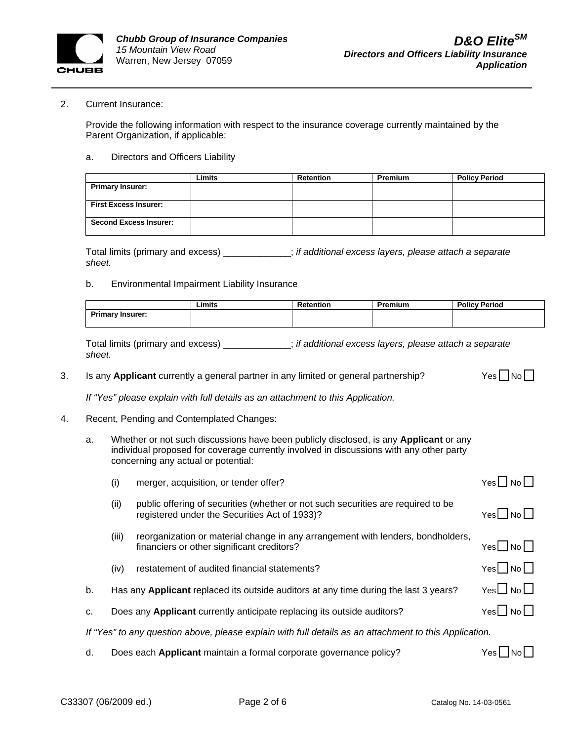2. Current Insurance:

   Provide the following information with respect to the insurance coverage currently maintained by the Parent Organization, if applicable:

   a. Directors and Officers Liability

| | Limits | Retention | Premium | Policy Period |
|---|---|---|---|---|
| **Primary Insurer:** | | | | |
| **First Excess Insurer:** | | | | |
| **Second Excess Insurer:** | | | | |

   Total limits (primary and excess) _____________; *if additional excess layers, please attach a separate sheet.*

   b. Environmental Impairment Liability Insurance

| | Limits | Retention | Premium | Policy Period |
|---|---|---|---|---|
| **Primary Insurer:** | | | | |

   Total limits (primary and excess) _____________; *if additional excess layers, please attach a separate sheet.*

3. Is any **Applicant** currently a general partner in any limited or general partnership? Yes ☐ No ☐

   *If "Yes" please explain with full details as an attachment to this Application.*

4. Recent, Pending and Contemplated Changes:

   a. Whether or not such discussions have been publicly disclosed, is any **Applicant** or any individual proposed for coverage currently involved in discussions with any other party concerning any actual or potential:

      (i) merger, acquisition, or tender offer? Yes ☐ No ☐

      (ii) public offering of securities (whether or not such securities are required to be registered under the Securities Act of 1933)? Yes ☐ No ☐

      (iii) reorganization or material change in any arrangement with lenders, bondholders, financiers or other significant creditors? Yes ☐ No ☐

      (iv) restatement of audited financial statements? Yes ☐ No ☐

   b. Has any **Applicant** replaced its outside auditors at any time during the last 3 years? Yes ☐ No ☐

   c. Does any **Applicant** currently anticipate replacing its outside auditors? Yes ☐ No ☐

   *If "Yes" to any question above, please explain with full details as an attachment to this Application.*

   d. Does each **Applicant** maintain a formal corporate governance policy? Yes ☐ No ☐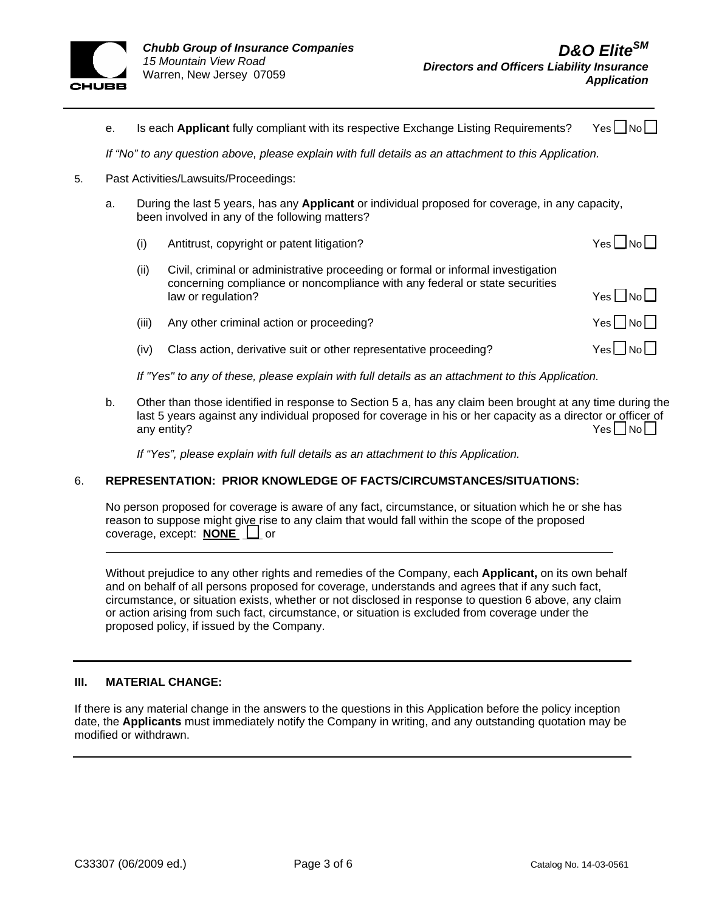e. Is each **Applicant** fully compliant with its respective Exchange Listing Requirements? Yes ☐ No ☐

*If "No" to any question above, please explain with full details as an attachment to this Application.*

5. Past Activities/Lawsuits/Proceedings:

   a. During the last 5 years, has any **Applicant** or individual proposed for coverage, in any capacity, been involved in any of the following matters?

      (i) Antitrust, copyright or patent litigation? Yes ☐ No ☐

      (ii) Civil, criminal or administrative proceeding or formal or informal investigation concerning compliance or noncompliance with any federal or state securities law or regulation? Yes ☐ No ☐

      (iii) Any other criminal action or proceeding? Yes ☐ No ☐

      (iv) Class action, derivative suit or other representative proceeding? Yes ☐ No ☐

      *If "Yes" to any of these, please explain with full details as an attachment to this Application.*

   b. Other than those identified in response to Section 5 a, has any claim been brought at any time during the last 5 years against any individual proposed for coverage in his or her capacity as a director or officer of any entity? Yes ☐ No ☐

      *If "Yes", please explain with full details as an attachment to this Application.*

6. **REPRESENTATION: PRIOR KNOWLEDGE OF FACTS/CIRCUMSTANCES/SITUATIONS:**

   No person proposed for coverage is aware of any fact, circumstance, or situation which he or she has reason to suppose might give rise to any claim that would fall within the scope of the proposed coverage, except: **NONE** ☐ or

   \_\_\_\_\_\_\_\_\_\_\_\_\_\_\_\_\_\_\_\_\_\_\_\_\_\_\_\_\_\_\_\_\_\_\_\_\_\_\_\_\_\_\_\_\_\_\_\_\_\_\_\_\_\_\_\_\_\_\_\_\_\_\_\_\_\_\_\_\_\_\_\_

   Without prejudice to any other rights and remedies of the Company, each **Applicant,** on its own behalf and on behalf of all persons proposed for coverage, understands and agrees that if any such fact, circumstance, or situation exists, whether or not disclosed in response to question 6 above, any claim or action arising from such fact, circumstance, or situation is excluded from coverage under the proposed policy, if issued by the Company.

---

## III. MATERIAL CHANGE:

If there is any material change in the answers to the questions in this Application before the policy inception date, the **Applicants** must immediately notify the Company in writing, and any outstanding quotation may be modified or withdrawn.

---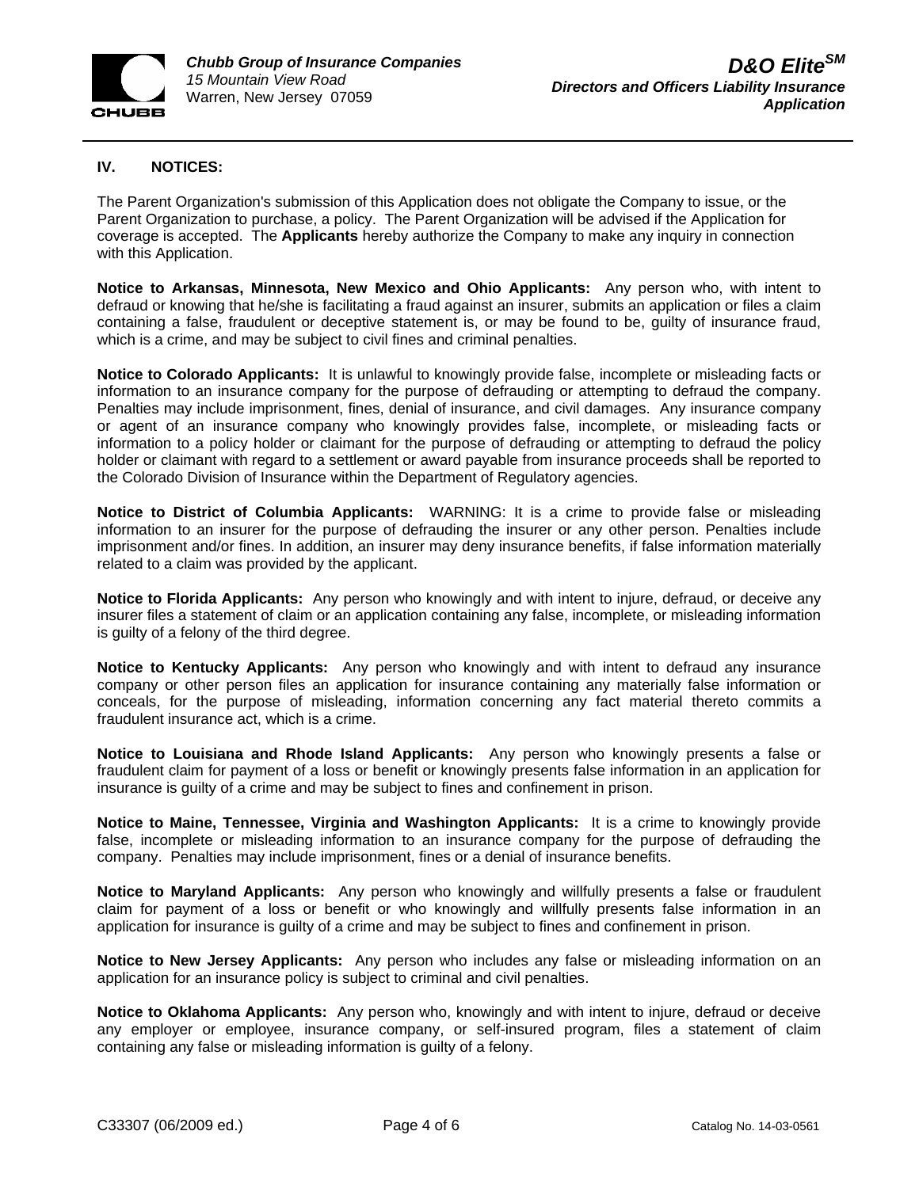## IV. NOTICES:

The Parent Organization's submission of this Application does not obligate the Company to issue, or the Parent Organization to purchase, a policy. The Parent Organization will be advised if the Application for coverage is accepted. The **Applicants** hereby authorize the Company to make any inquiry in connection with this Application.

**Notice to Arkansas, Minnesota, New Mexico and Ohio Applicants:** Any person who, with intent to defraud or knowing that he/she is facilitating a fraud against an insurer, submits an application or files a claim containing a false, fraudulent or deceptive statement is, or may be found to be, guilty of insurance fraud, which is a crime, and may be subject to civil fines and criminal penalties.

**Notice to Colorado Applicants:** It is unlawful to knowingly provide false, incomplete or misleading facts or information to an insurance company for the purpose of defrauding or attempting to defraud the company. Penalties may include imprisonment, fines, denial of insurance, and civil damages. Any insurance company or agent of an insurance company who knowingly provides false, incomplete, or misleading facts or information to a policy holder or claimant for the purpose of defrauding or attempting to defraud the policy holder or claimant with regard to a settlement or award payable from insurance proceeds shall be reported to the Colorado Division of Insurance within the Department of Regulatory agencies.

**Notice to District of Columbia Applicants:** WARNING: It is a crime to provide false or misleading information to an insurer for the purpose of defrauding the insurer or any other person. Penalties include imprisonment and/or fines. In addition, an insurer may deny insurance benefits, if false information materially related to a claim was provided by the applicant.

**Notice to Florida Applicants:** Any person who knowingly and with intent to injure, defraud, or deceive any insurer files a statement of claim or an application containing any false, incomplete, or misleading information is guilty of a felony of the third degree.

**Notice to Kentucky Applicants:** Any person who knowingly and with intent to defraud any insurance company or other person files an application for insurance containing any materially false information or conceals, for the purpose of misleading, information concerning any fact material thereto commits a fraudulent insurance act, which is a crime.

**Notice to Louisiana and Rhode Island Applicants:** Any person who knowingly presents a false or fraudulent claim for payment of a loss or benefit or knowingly presents false information in an application for insurance is guilty of a crime and may be subject to fines and confinement in prison.

**Notice to Maine, Tennessee, Virginia and Washington Applicants:** It is a crime to knowingly provide false, incomplete or misleading information to an insurance company for the purpose of defrauding the company. Penalties may include imprisonment, fines or a denial of insurance benefits.

**Notice to Maryland Applicants:** Any person who knowingly and willfully presents a false or fraudulent claim for payment of a loss or benefit or who knowingly and willfully presents false information in an application for insurance is guilty of a crime and may be subject to fines and confinement in prison.

**Notice to New Jersey Applicants:** Any person who includes any false or misleading information on an application for an insurance policy is subject to criminal and civil penalties.

**Notice to Oklahoma Applicants:** Any person who, knowingly and with intent to injure, defraud or deceive any employer or employee, insurance company, or self-insured program, files a statement of claim containing any false or misleading information is guilty of a felony.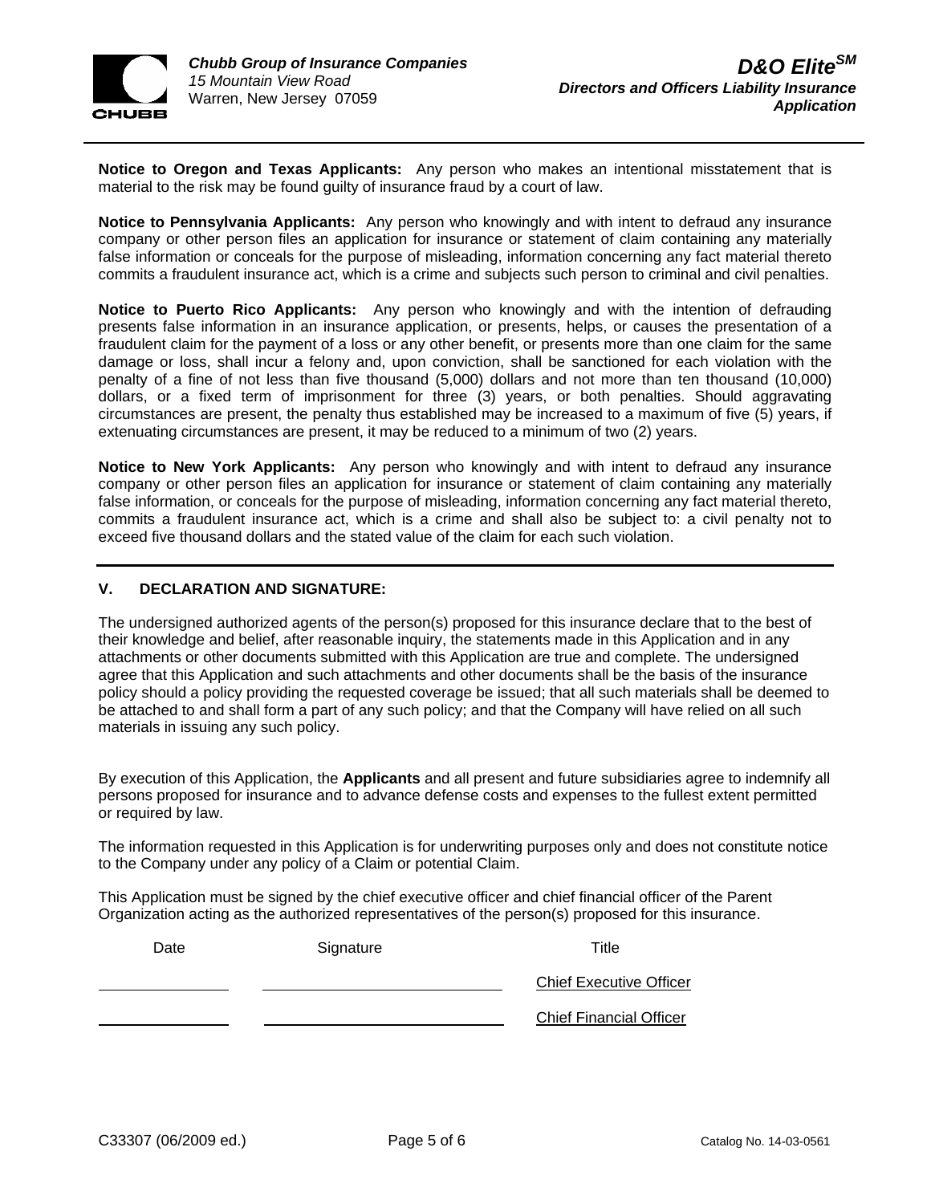**Notice to Oregon and Texas Applicants:** Any person who makes an intentional misstatement that is material to the risk may be found guilty of insurance fraud by a court of law.

**Notice to Pennsylvania Applicants:** Any person who knowingly and with intent to defraud any insurance company or other person files an application for insurance or statement of claim containing any materially false information or conceals for the purpose of misleading, information concerning any fact material thereto commits a fraudulent insurance act, which is a crime and subjects such person to criminal and civil penalties.

**Notice to Puerto Rico Applicants:** Any person who knowingly and with the intention of defrauding presents false information in an insurance application, or presents, helps, or causes the presentation of a fraudulent claim for the payment of a loss or any other benefit, or presents more than one claim for the same damage or loss, shall incur a felony and, upon conviction, shall be sanctioned for each violation with the penalty of a fine of not less than five thousand (5,000) dollars and not more than ten thousand (10,000) dollars, or a fixed term of imprisonment for three (3) years, or both penalties. Should aggravating circumstances are present, the penalty thus established may be increased to a maximum of five (5) years, if extenuating circumstances are present, it may be reduced to a minimum of two (2) years.

**Notice to New York Applicants:** Any person who knowingly and with intent to defraud any insurance company or other person files an application for insurance or statement of claim containing any materially false information, or conceals for the purpose of misleading, information concerning any fact material thereto, commits a fraudulent insurance act, which is a crime and shall also be subject to: a civil penalty not to exceed five thousand dollars and the stated value of the claim for each such violation.

## V. DECLARATION AND SIGNATURE:

The undersigned authorized agents of the person(s) proposed for this insurance declare that to the best of their knowledge and belief, after reasonable inquiry, the statements made in this Application and in any attachments or other documents submitted with this Application are true and complete. The undersigned agree that this Application and such attachments and other documents shall be the basis of the insurance policy should a policy providing the requested coverage be issued; that all such materials shall be deemed to be attached to and shall form a part of any such policy; and that the Company will have relied on all such materials in issuing any such policy.

By execution of this Application, the **Applicants** and all present and future subsidiaries agree to indemnify all persons proposed for insurance and to advance defense costs and expenses to the fullest extent permitted or required by law.

The information requested in this Application is for underwriting purposes only and does not constitute notice to the Company under any policy of a Claim or potential Claim.

This Application must be signed by the chief executive officer and chief financial officer of the Parent Organization acting as the authorized representatives of the person(s) proposed for this insurance.

| Date | Signature | Title |
| --- | --- | --- |
| ______________ | __________________________ | Chief Executive Officer |
| ______________ | __________________________ | Chief Financial Officer |

C33307 (06/2009 ed.) Catalog No. 14-03-0561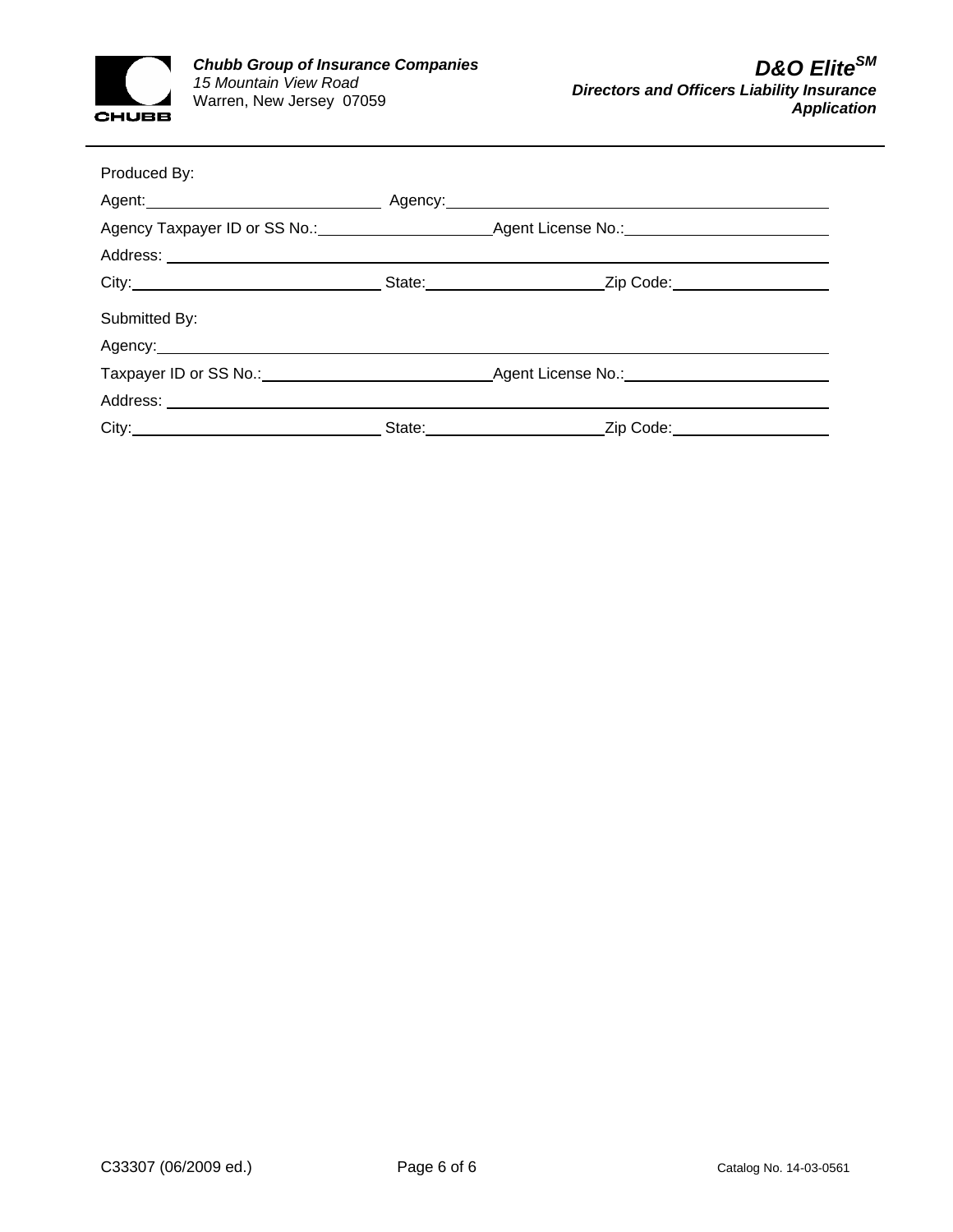**Chubb Group of Insurance Companies**
*15 Mountain View Road*
Warren, New Jersey 07059

# D&O Elite[SM]

**Directors and Officers Liability Insurance Application**

Produced By:

Agent: ____________________ Agency: ____________________

Agency Taxpayer ID or SS No.: ____________________ Agent License No.: ____________________

Address: ____________________

City: ____________________ State: ____________________ Zip Code: ____________________

Submitted By:

Agency: ____________________

Taxpayer ID or SS No.: ____________________ Agent License No.: ____________________

Address: ____________________

City: ____________________ State: ____________________ Zip Code: ____________________

C33307 (06/2009 ed.) Catalog No. 14-03-0561